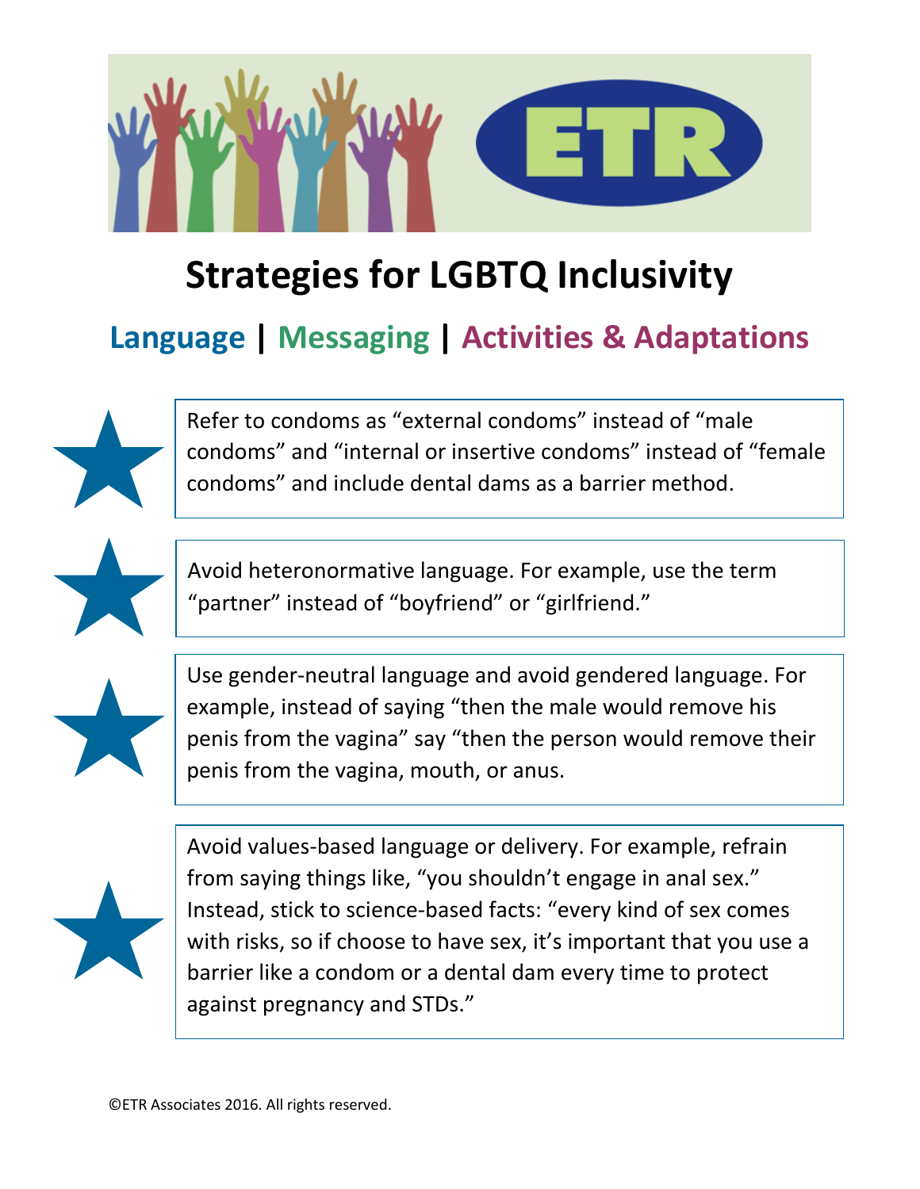# Strategies for LGBTQ Inclusivity

## Language | Messaging | Activities & Adaptations

- Refer to condoms as "external condoms" instead of "male condoms" and "internal or insertive condoms" instead of "female condoms" and include dental dams as a barrier method.

- Avoid heteronormative language. For example, use the term "partner" instead of "boyfriend" or "girlfriend."

- Use gender-neutral language and avoid gendered language. For example, instead of saying "then the male would remove his penis from the vagina" say "then the person would remove their penis from the vagina, mouth, or anus.

- Avoid values-based language or delivery. For example, refrain from saying things like, "you shouldn't engage in anal sex." Instead, stick to science-based facts: "every kind of sex comes with risks, so if choose to have sex, it's important that you use a barrier like a condom or a dental dam every time to protect against pregnancy and STDs."

©ETR Associates 2016. All rights reserved.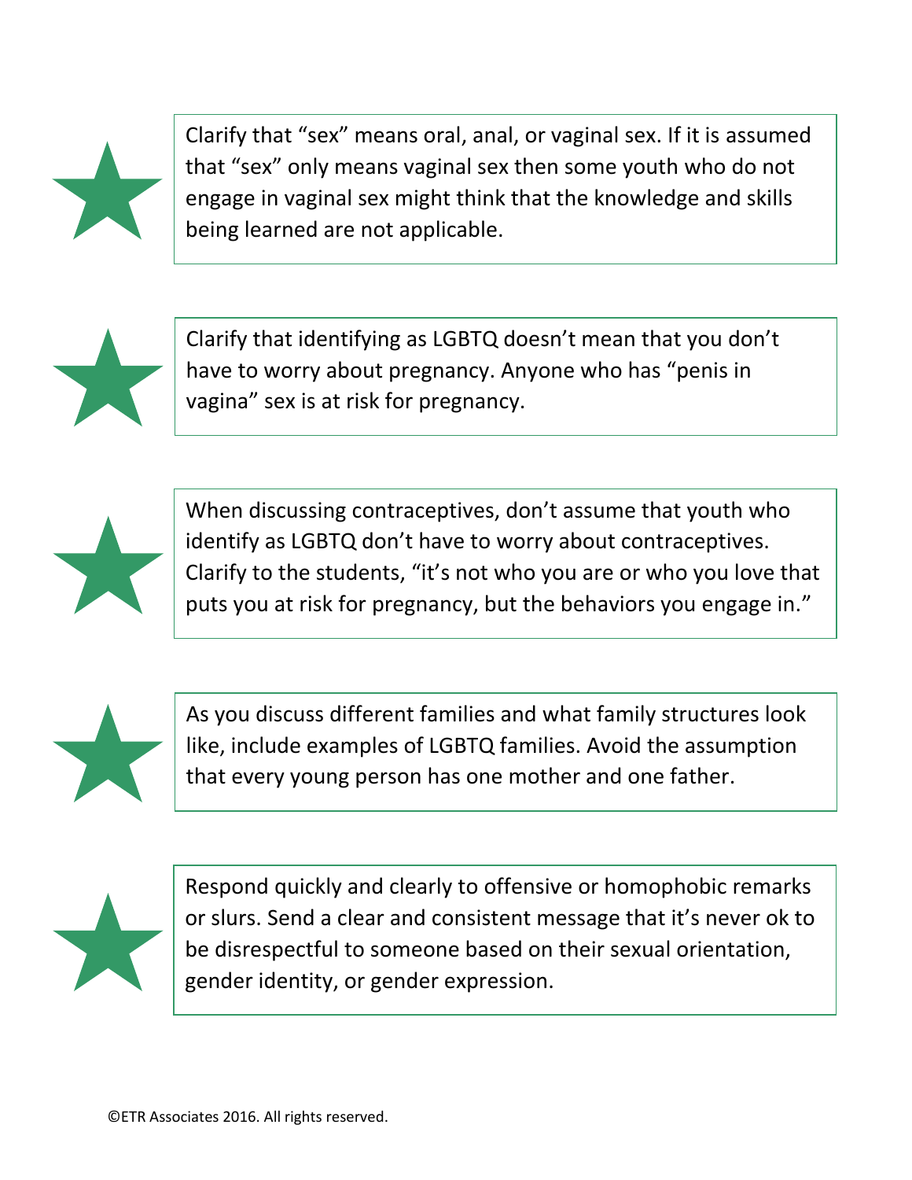- Clarify that "sex" means oral, anal, or vaginal sex. If it is assumed that "sex" only means vaginal sex then some youth who do not engage in vaginal sex might think that the knowledge and skills being learned are not applicable.

- Clarify that identifying as LGBTQ doesn't mean that you don't have to worry about pregnancy. Anyone who has "penis in vagina" sex is at risk for pregnancy.

- When discussing contraceptives, don't assume that youth who identify as LGBTQ don't have to worry about contraceptives. Clarify to the students, "it's not who you are or who you love that puts you at risk for pregnancy, but the behaviors you engage in."

- As you discuss different families and what family structures look like, include examples of LGBTQ families. Avoid the assumption that every young person has one mother and one father.

- Respond quickly and clearly to offensive or homophobic remarks or slurs. Send a clear and consistent message that it's never ok to be disrespectful to someone based on their sexual orientation, gender identity, or gender expression.

©ETR Associates 2016. All rights reserved.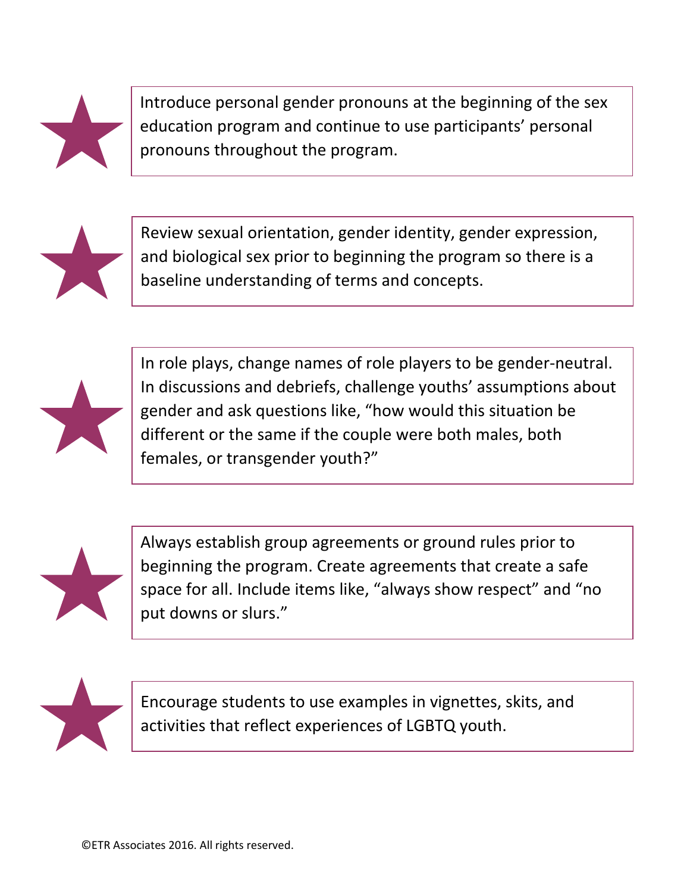- Introduce personal gender pronouns at the beginning of the sex education program and continue to use participants' personal pronouns throughout the program.

- Review sexual orientation, gender identity, gender expression, and biological sex prior to beginning the program so there is a baseline understanding of terms and concepts.

- In role plays, change names of role players to be gender-neutral. In discussions and debriefs, challenge youths' assumptions about gender and ask questions like, "how would this situation be different or the same if the couple were both males, both females, or transgender youth?"

- Always establish group agreements or ground rules prior to beginning the program. Create agreements that create a safe space for all. Include items like, "always show respect" and "no put downs or slurs."

- Encourage students to use examples in vignettes, skits, and activities that reflect experiences of LGBTQ youth.

©ETR Associates 2016. All rights reserved.